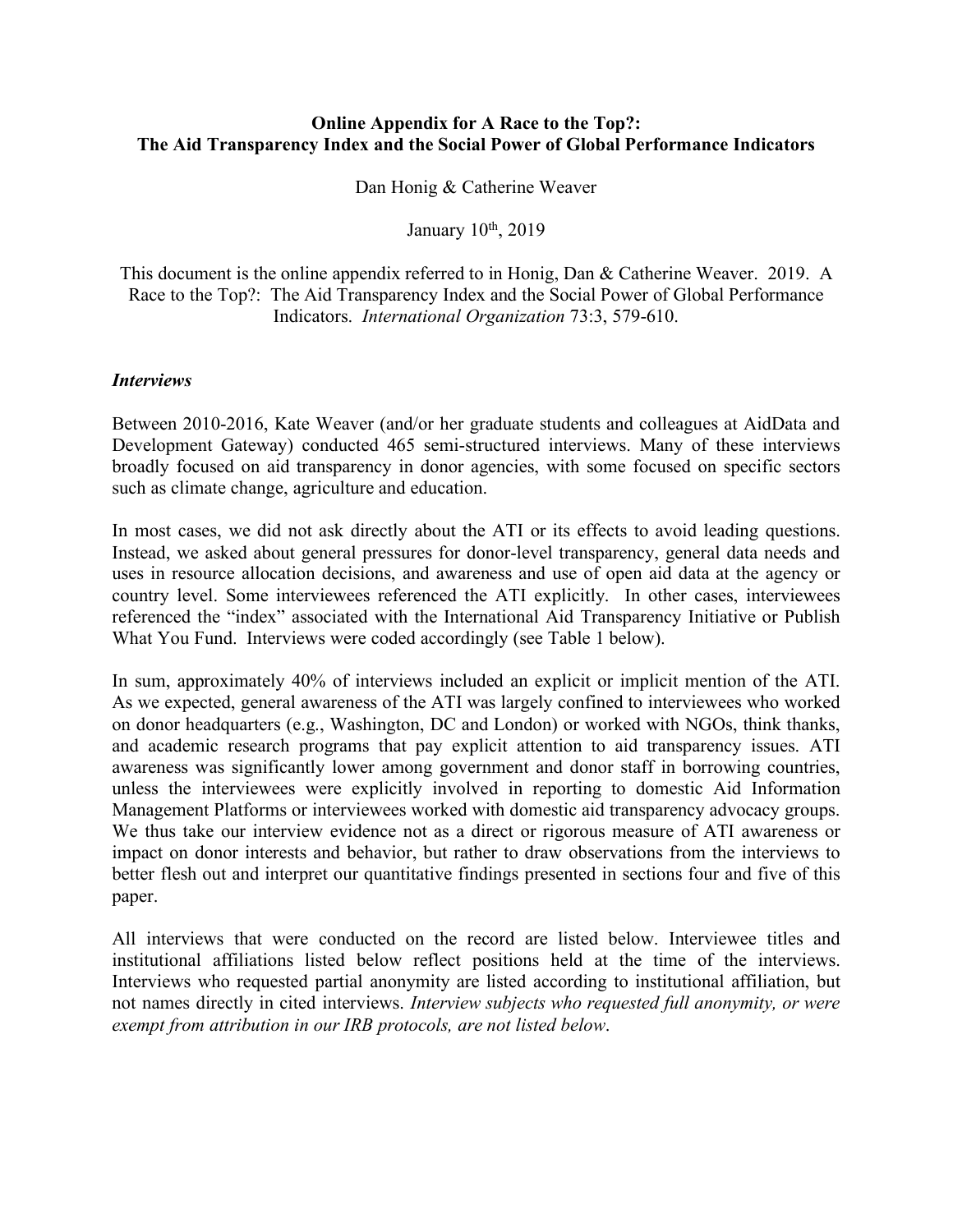**Online Appendix for A Race to the Top?:**
**The Aid Transparency Index and the Social Power of Global Performance Indicators**

Dan Honig & Catherine Weaver

January 10th, 2019

This document is the online appendix referred to in Honig, Dan & Catherine Weaver. 2019. A Race to the Top?: The Aid Transparency Index and the Social Power of Global Performance Indicators. *International Organization* 73:3, 579-610.

***Interviews***

Between 2010-2016, Kate Weaver (and/or her graduate students and colleagues at AidData and Development Gateway) conducted 465 semi-structured interviews. Many of these interviews broadly focused on aid transparency in donor agencies, with some focused on specific sectors such as climate change, agriculture and education.

In most cases, we did not ask directly about the ATI or its effects to avoid leading questions. Instead, we asked about general pressures for donor-level transparency, general data needs and uses in resource allocation decisions, and awareness and use of open aid data at the agency or country level. Some interviewees referenced the ATI explicitly. In other cases, interviewees referenced the "index" associated with the International Aid Transparency Initiative or Publish What You Fund. Interviews were coded accordingly (see Table 1 below).

In sum, approximately 40% of interviews included an explicit or implicit mention of the ATI. As we expected, general awareness of the ATI was largely confined to interviewees who worked on donor headquarters (e.g., Washington, DC and London) or worked with NGOs, think thanks, and academic research programs that pay explicit attention to aid transparency issues. ATI awareness was significantly lower among government and donor staff in borrowing countries, unless the interviewees were explicitly involved in reporting to domestic Aid Information Management Platforms or interviewees worked with domestic aid transparency advocacy groups. We thus take our interview evidence not as a direct or rigorous measure of ATI awareness or impact on donor interests and behavior, but rather to draw observations from the interviews to better flesh out and interpret our quantitative findings presented in sections four and five of this paper.

All interviews that were conducted on the record are listed below. Interviewee titles and institutional affiliations listed below reflect positions held at the time of the interviews. Interviews who requested partial anonymity are listed according to institutional affiliation, but not names directly in cited interviews. *Interview subjects who requested full anonymity, or were exempt from attribution in our IRB protocols, are not listed below*.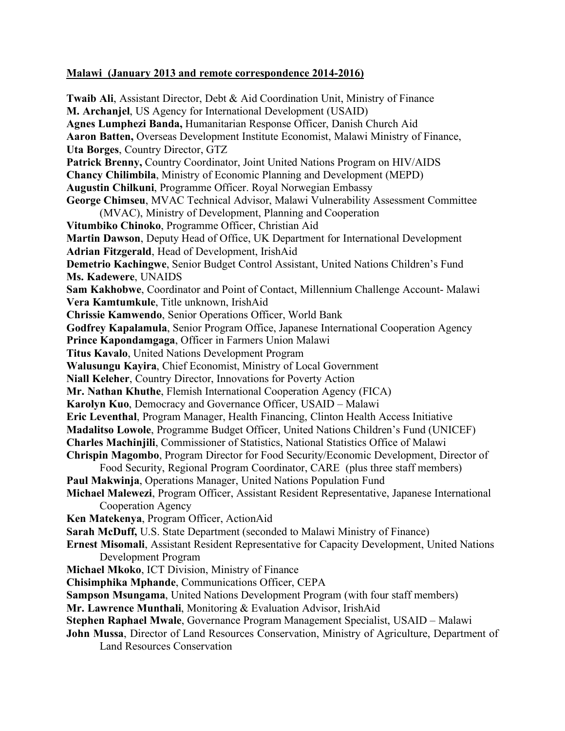**Malawi (January 2013 and remote correspondence 2014-2016)**

**Twaib Ali**, Assistant Director, Debt & Aid Coordination Unit, Ministry of Finance
**M. Archanjel**, US Agency for International Development (USAID)
**Agnes Lumphezi Banda,** Humanitarian Response Officer, Danish Church Aid
**Aaron Batten,** Overseas Development Institute Economist, Malawi Ministry of Finance,
**Uta Borges**, Country Director, GTZ
**Patrick Brenny,** Country Coordinator, Joint United Nations Program on HIV/AIDS
**Chancy Chilimbila**, Ministry of Economic Planning and Development (MEPD)
**Augustin Chilkuni**, Programme Officer. Royal Norwegian Embassy
**George Chimseu**, MVAC Technical Advisor, Malawi Vulnerability Assessment Committee (MVAC), Ministry of Development, Planning and Cooperation
**Vitumbiko Chinoko**, Programme Officer, Christian Aid
**Martin Dawson**, Deputy Head of Office, UK Department for International Development
**Adrian Fitzgerald**, Head of Development, IrishAid
**Demetrio Kachingwe**, Senior Budget Control Assistant, United Nations Children's Fund
**Ms. Kadewere**, UNAIDS
**Sam Kakhobwe**, Coordinator and Point of Contact, Millennium Challenge Account- Malawi
**Vera Kamtumkule**, Title unknown, IrishAid
**Chrissie Kamwendo**, Senior Operations Officer, World Bank
**Godfrey Kapalamula**, Senior Program Office, Japanese International Cooperation Agency
**Prince Kapondamgaga**, Officer in Farmers Union Malawi
**Titus Kavalo**, United Nations Development Program
**Walusungu Kayira**, Chief Economist, Ministry of Local Government
**Niall Keleher**, Country Director, Innovations for Poverty Action
**Mr. Nathan Khuthe**, Flemish International Cooperation Agency (FICA)
**Karolyn Kuo**, Democracy and Governance Officer, USAID – Malawi
**Eric Leventhal**, Program Manager, Health Financing, Clinton Health Access Initiative
**Madalitso Lowole**, Programme Budget Officer, United Nations Children's Fund (UNICEF)
**Charles Machinjili**, Commissioner of Statistics, National Statistics Office of Malawi
**Chrispin Magombo**, Program Director for Food Security/Economic Development, Director of Food Security, Regional Program Coordinator, CARE (plus three staff members)
**Paul Makwinja**, Operations Manager, United Nations Population Fund
**Michael Malewezi**, Program Officer, Assistant Resident Representative, Japanese International Cooperation Agency
**Ken Matekenya**, Program Officer, ActionAid
**Sarah McDuff,** U.S. State Department (seconded to Malawi Ministry of Finance)
**Ernest Misomali**, Assistant Resident Representative for Capacity Development, United Nations Development Program
**Michael Mkoko**, ICT Division, Ministry of Finance
**Chisimphika Mphande**, Communications Officer, CEPA
**Sampson Msungama**, United Nations Development Program (with four staff members)
**Mr. Lawrence Munthali**, Monitoring & Evaluation Advisor, IrishAid
**Stephen Raphael Mwale**, Governance Program Management Specialist, USAID – Malawi
**John Mussa**, Director of Land Resources Conservation, Ministry of Agriculture, Department of Land Resources Conservation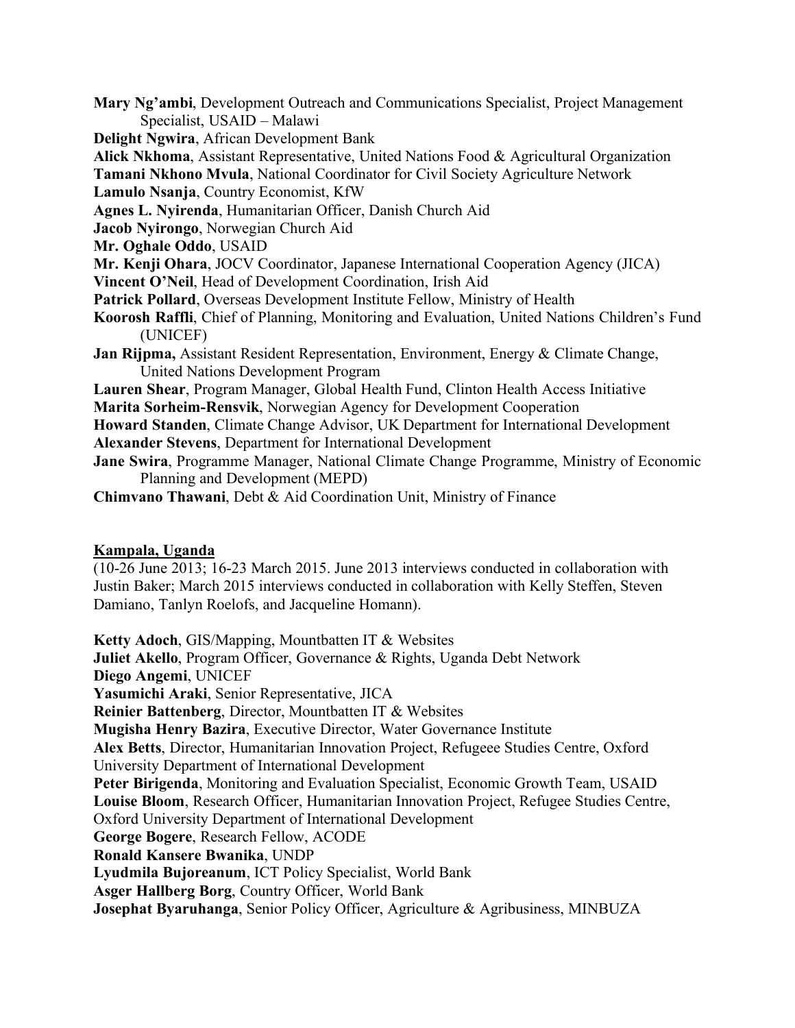**Mary Ng'ambi**, Development Outreach and Communications Specialist, Project Management Specialist, USAID – Malawi

**Delight Ngwira**, African Development Bank

**Alick Nkhoma**, Assistant Representative, United Nations Food & Agricultural Organization

**Tamani Nkhono Mvula**, National Coordinator for Civil Society Agriculture Network

**Lamulo Nsanja**, Country Economist, KfW

**Agnes L. Nyirenda**, Humanitarian Officer, Danish Church Aid

**Jacob Nyirongo**, Norwegian Church Aid

**Mr. Oghale Oddo**, USAID

**Mr. Kenji Ohara**, JOCV Coordinator, Japanese International Cooperation Agency (JICA)

**Vincent O'Neil**, Head of Development Coordination, Irish Aid

**Patrick Pollard**, Overseas Development Institute Fellow, Ministry of Health

**Koorosh Raffli**, Chief of Planning, Monitoring and Evaluation, United Nations Children's Fund (UNICEF)

**Jan Rijpma,** Assistant Resident Representation, Environment, Energy & Climate Change, United Nations Development Program

**Lauren Shear**, Program Manager, Global Health Fund, Clinton Health Access Initiative

**Marita Sorheim-Rensvik**, Norwegian Agency for Development Cooperation

**Howard Standen**, Climate Change Advisor, UK Department for International Development

**Alexander Stevens**, Department for International Development

**Jane Swira**, Programme Manager, National Climate Change Programme, Ministry of Economic Planning and Development (MEPD)

**Chimvano Thawani**, Debt & Aid Coordination Unit, Ministry of Finance

**Kampala, Uganda**

(10-26 June 2013; 16-23 March 2015. June 2013 interviews conducted in collaboration with Justin Baker; March 2015 interviews conducted in collaboration with Kelly Steffen, Steven Damiano, Tanlyn Roelofs, and Jacqueline Homann).

**Ketty Adoch**, GIS/Mapping, Mountbatten IT & Websites

**Juliet Akello**, Program Officer, Governance & Rights, Uganda Debt Network

**Diego Angemi**, UNICEF

**Yasumichi Araki**, Senior Representative, JICA

**Reinier Battenberg**, Director, Mountbatten IT & Websites

**Mugisha Henry Bazira**, Executive Director, Water Governance Institute

**Alex Betts**, Director, Humanitarian Innovation Project, Refugeee Studies Centre, Oxford University Department of International Development

**Peter Birigenda**, Monitoring and Evaluation Specialist, Economic Growth Team, USAID

**Louise Bloom**, Research Officer, Humanitarian Innovation Project, Refugee Studies Centre, Oxford University Department of International Development

**George Bogere**, Research Fellow, ACODE

**Ronald Kansere Bwanika**, UNDP

**Lyudmila Bujoreanum**, ICT Policy Specialist, World Bank

**Asger Hallberg Borg**, Country Officer, World Bank

**Josephat Byaruhanga**, Senior Policy Officer, Agriculture & Agribusiness, MINBUZA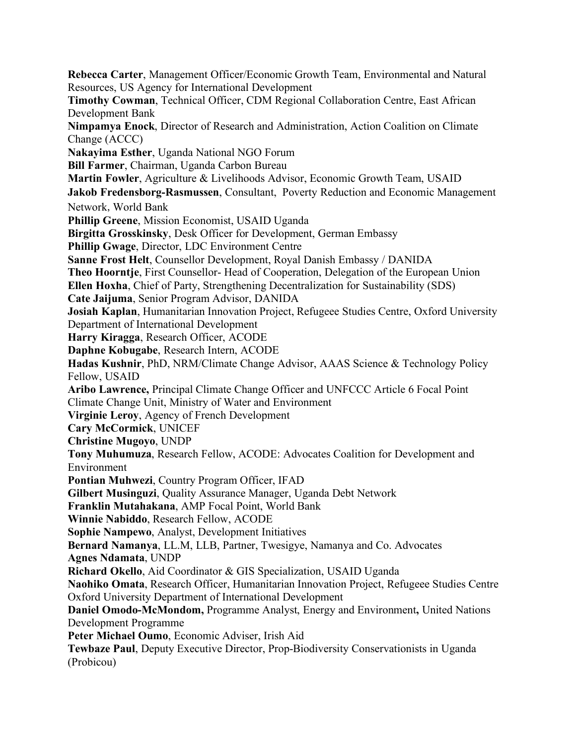**Rebecca Carter**, Management Officer/Economic Growth Team, Environmental and Natural Resources, US Agency for International Development

**Timothy Cowman**, Technical Officer, CDM Regional Collaboration Centre, East African Development Bank

**Nimpamya Enock**, Director of Research and Administration, Action Coalition on Climate Change (ACCC)

**Nakayima Esther**, Uganda National NGO Forum

**Bill Farmer**, Chairman, Uganda Carbon Bureau

**Martin Fowler**, Agriculture & Livelihoods Advisor, Economic Growth Team, USAID

**Jakob Fredensborg-Rasmussen**, Consultant, Poverty Reduction and Economic Management Network, World Bank

**Phillip Greene**, Mission Economist, USAID Uganda

**Birgitta Grosskinsky**, Desk Officer for Development, German Embassy

**Phillip Gwage**, Director, LDC Environment Centre

**Sanne Frost Helt**, Counsellor Development, Royal Danish Embassy / DANIDA

**Theo Hoorntje**, First Counsellor- Head of Cooperation, Delegation of the European Union

**Ellen Hoxha**, Chief of Party, Strengthening Decentralization for Sustainability (SDS)

**Cate Jaijuma**, Senior Program Advisor, DANIDA

**Josiah Kaplan**, Humanitarian Innovation Project, Refugeee Studies Centre, Oxford University Department of International Development

**Harry Kiragga**, Research Officer, ACODE

**Daphne Kobugabe**, Research Intern, ACODE

**Hadas Kushnir**, PhD, NRM/Climate Change Advisor, AAAS Science & Technology Policy Fellow, USAID

**Aribo Lawrence,** Principal Climate Change Officer and UNFCCC Article 6 Focal Point Climate Change Unit, Ministry of Water and Environment

**Virginie Leroy**, Agency of French Development

**Cary McCormick**, UNICEF

**Christine Mugoyo**, UNDP

**Tony Muhumuza**, Research Fellow, ACODE: Advocates Coalition for Development and Environment

**Pontian Muhwezi**, Country Program Officer, IFAD

**Gilbert Musinguzi**, Quality Assurance Manager, Uganda Debt Network

**Franklin Mutahakana**, AMP Focal Point, World Bank

**Winnie Nabiddo**, Research Fellow, ACODE

**Sophie Nampewo**, Analyst, Development Initiatives

**Bernard Namanya**, LL.M, LLB, Partner, Twesigye, Namanya and Co. Advocates

**Agnes Ndamata**, UNDP

**Richard Okello**, Aid Coordinator & GIS Specialization, USAID Uganda

**Naohiko Omata**, Research Officer, Humanitarian Innovation Project, Refugeee Studies Centre Oxford University Department of International Development

**Daniel Omodo-McMondom,** Programme Analyst, Energy and Environment**,** United Nations Development Programme

**Peter Michael Oumo**, Economic Adviser, Irish Aid

**Tewbaze Paul**, Deputy Executive Director, Prop-Biodiversity Conservationists in Uganda (Probicou)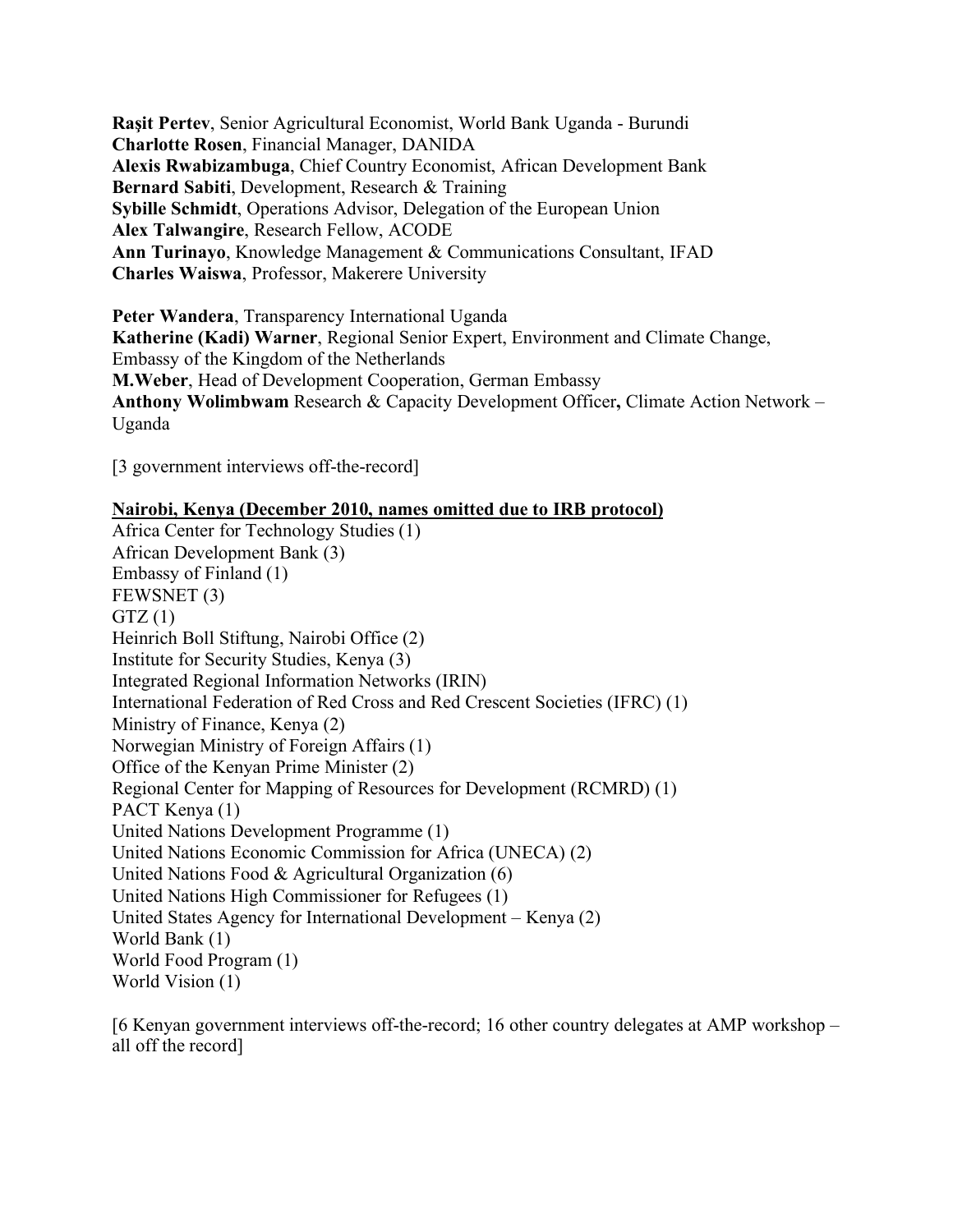**Raşit Pertev**, Senior Agricultural Economist, World Bank Uganda - Burundi
**Charlotte Rosen**, Financial Manager, DANIDA
**Alexis Rwabizambuga**, Chief Country Economist, African Development Bank
**Bernard Sabiti**, Development, Research & Training
**Sybille Schmidt**, Operations Advisor, Delegation of the European Union
**Alex Talwangire**, Research Fellow, ACODE
**Ann Turinayo**, Knowledge Management & Communications Consultant, IFAD
**Charles Waiswa**, Professor, Makerere University

**Peter Wandera**, Transparency International Uganda
**Katherine (Kadi) Warner**, Regional Senior Expert, Environment and Climate Change, Embassy of the Kingdom of the Netherlands
**M.Weber**, Head of Development Cooperation, German Embassy
**Anthony Wolimbwam** Research & Capacity Development Officer**,** Climate Action Network – Uganda

[3 government interviews off-the-record]

**<u>Nairobi, Kenya (December 2010, names omitted due to IRB protocol)</u>**

Africa Center for Technology Studies (1)
African Development Bank (3)
Embassy of Finland (1)
FEWSNET (3)
GTZ (1)
Heinrich Boll Stiftung, Nairobi Office (2)
Institute for Security Studies, Kenya (3)
Integrated Regional Information Networks (IRIN)
International Federation of Red Cross and Red Crescent Societies (IFRC) (1)
Ministry of Finance, Kenya (2)
Norwegian Ministry of Foreign Affairs (1)
Office of the Kenyan Prime Minister (2)
Regional Center for Mapping of Resources for Development (RCMRD) (1)
PACT Kenya (1)
United Nations Development Programme (1)
United Nations Economic Commission for Africa (UNECA) (2)
United Nations Food & Agricultural Organization (6)
United Nations High Commissioner for Refugees (1)
United States Agency for International Development – Kenya (2)
World Bank (1)
World Food Program (1)
World Vision (1)

[6 Kenyan government interviews off-the-record; 16 other country delegates at AMP workshop – all off the record]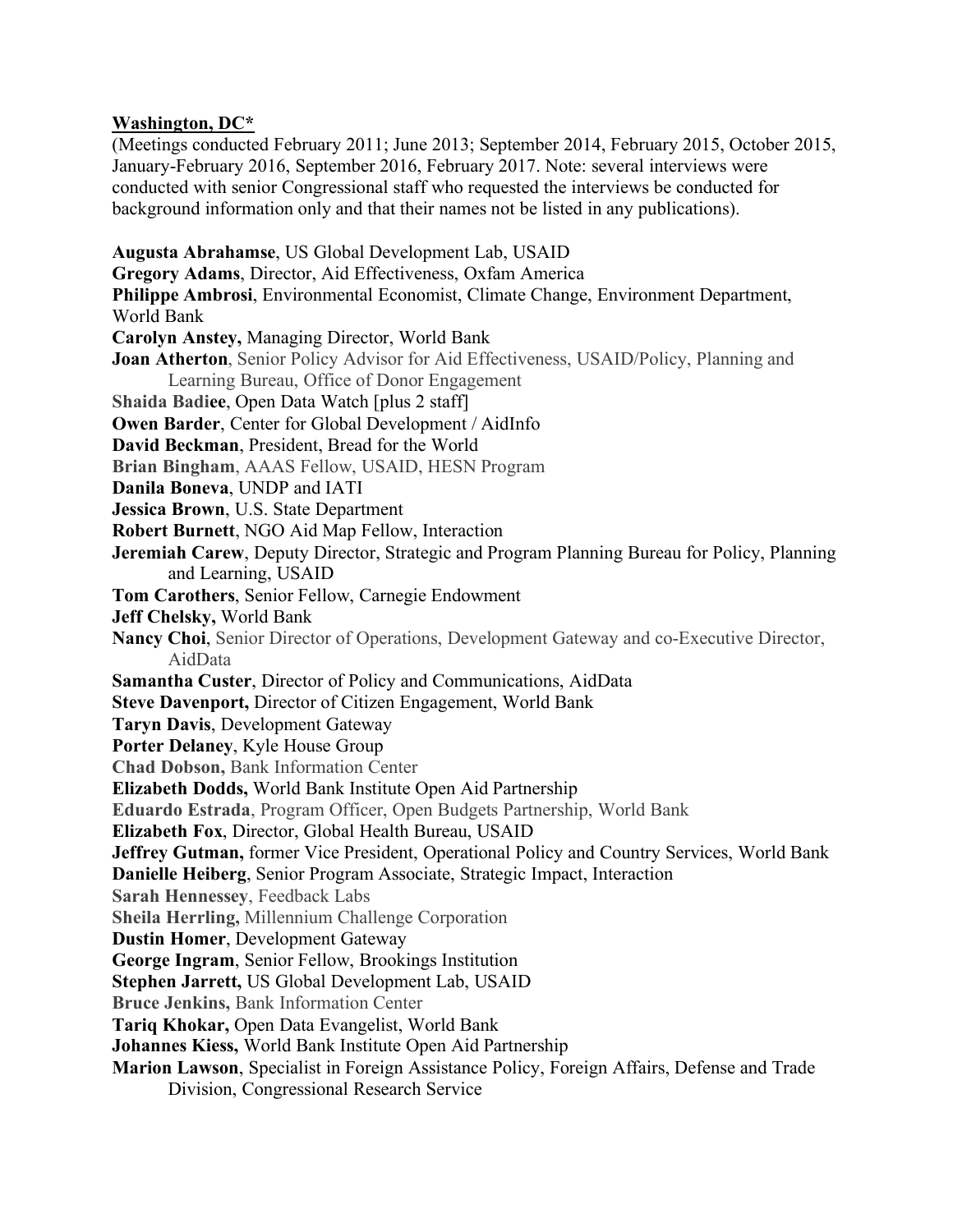**Washington, DC***

(Meetings conducted February 2011; June 2013; September 2014, February 2015, October 2015, January-February 2016, September 2016, February 2017. Note: several interviews were conducted with senior Congressional staff who requested the interviews be conducted for background information only and that their names not be listed in any publications).

**Augusta Abrahamse**, US Global Development Lab, USAID
**Gregory Adams**, Director, Aid Effectiveness, Oxfam America
**Philippe Ambrosi**, Environmental Economist, Climate Change, Environment Department, World Bank
**Carolyn Anstey,** Managing Director, World Bank
**Joan Atherton**, Senior Policy Advisor for Aid Effectiveness, USAID/Policy, Planning and Learning Bureau, Office of Donor Engagement
**Shaida Badiee**, Open Data Watch [plus 2 staff]
**Owen Barder**, Center for Global Development / AidInfo
**David Beckman**, President, Bread for the World
**Brian Bingham**, AAAS Fellow, USAID, HESN Program
**Danila Boneva**, UNDP and IATI
**Jessica Brown**, U.S. State Department
**Robert Burnett**, NGO Aid Map Fellow, Interaction
**Jeremiah Carew**, Deputy Director, Strategic and Program Planning Bureau for Policy, Planning and Learning, USAID
**Tom Carothers**, Senior Fellow, Carnegie Endowment
**Jeff Chelsky,** World Bank
**Nancy Choi**, Senior Director of Operations, Development Gateway and co-Executive Director, AidData
**Samantha Custer**, Director of Policy and Communications, AidData
**Steve Davenport,** Director of Citizen Engagement, World Bank
**Taryn Davis**, Development Gateway
**Porter Delaney**, Kyle House Group
**Chad Dobson,** Bank Information Center
**Elizabeth Dodds,** World Bank Institute Open Aid Partnership
**Eduardo Estrada**, Program Officer, Open Budgets Partnership, World Bank
**Elizabeth Fox**, Director, Global Health Bureau, USAID
**Jeffrey Gutman,** former Vice President, Operational Policy and Country Services, World Bank
**Danielle Heiberg**, Senior Program Associate, Strategic Impact, Interaction
**Sarah Hennessey**, Feedback Labs
**Sheila Herrling,** Millennium Challenge Corporation
**Dustin Homer**, Development Gateway
**George Ingram**, Senior Fellow, Brookings Institution
**Stephen Jarrett,** US Global Development Lab, USAID
**Bruce Jenkins,** Bank Information Center
**Tariq Khokar,** Open Data Evangelist, World Bank
**Johannes Kiess,** World Bank Institute Open Aid Partnership
**Marion Lawson**, Specialist in Foreign Assistance Policy, Foreign Affairs, Defense and Trade Division, Congressional Research Service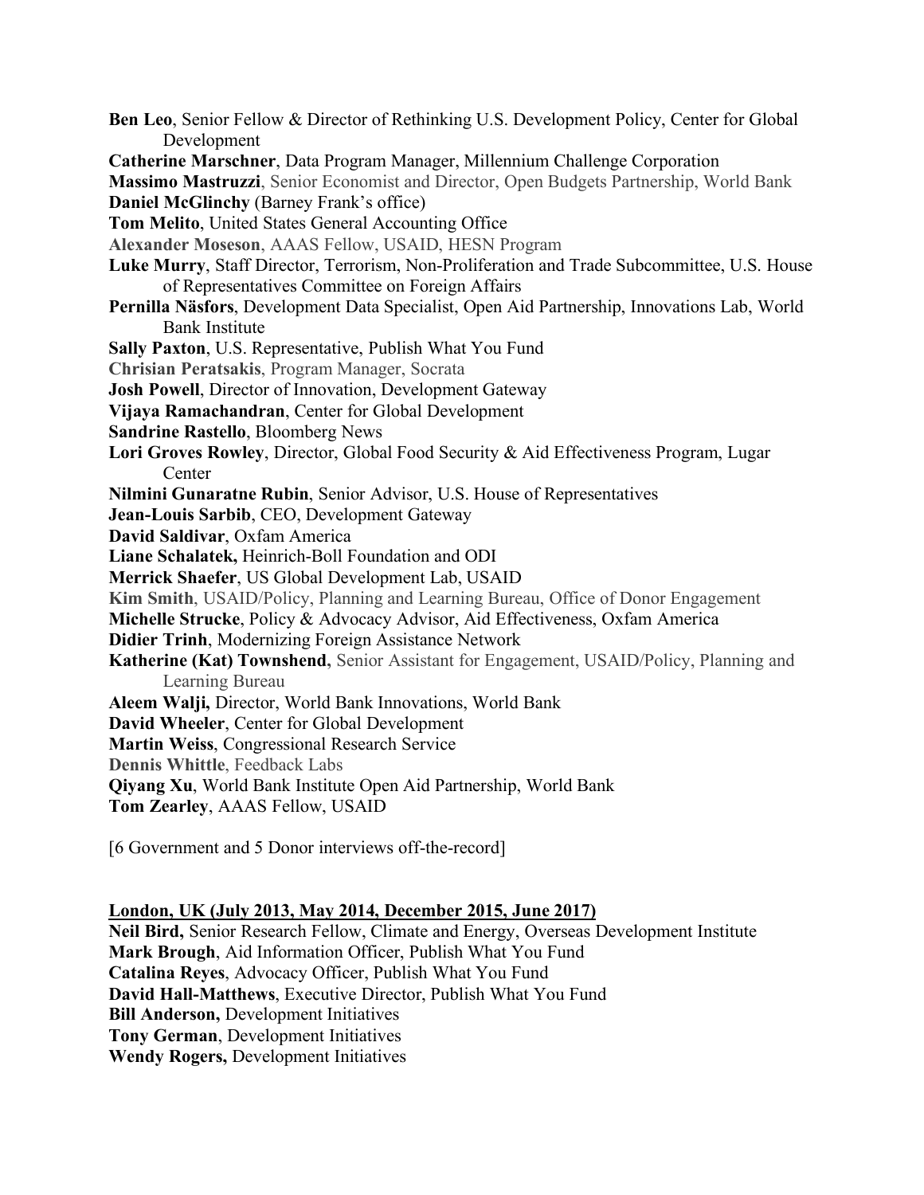**Ben Leo**, Senior Fellow & Director of Rethinking U.S. Development Policy, Center for Global Development
**Catherine Marschner**, Data Program Manager, Millennium Challenge Corporation
**Massimo Mastruzzi**, Senior Economist and Director, Open Budgets Partnership, World Bank
**Daniel McGlinchy** (Barney Frank's office)
**Tom Melito**, United States General Accounting Office
**Alexander Moseson**, AAAS Fellow, USAID, HESN Program
**Luke Murry**, Staff Director, Terrorism, Non-Proliferation and Trade Subcommittee, U.S. House of Representatives Committee on Foreign Affairs
**Pernilla Näsfors**, Development Data Specialist, Open Aid Partnership, Innovations Lab, World Bank Institute
**Sally Paxton**, U.S. Representative, Publish What You Fund
**Chrisian Peratsakis**, Program Manager, Socrata
**Josh Powell**, Director of Innovation, Development Gateway
**Vijaya Ramachandran**, Center for Global Development
**Sandrine Rastello**, Bloomberg News
**Lori Groves Rowley**, Director, Global Food Security & Aid Effectiveness Program, Lugar Center
**Nilmini Gunaratne Rubin**, Senior Advisor, U.S. House of Representatives
**Jean-Louis Sarbib**, CEO, Development Gateway
**David Saldivar**, Oxfam America
**Liane Schalatek,** Heinrich-Boll Foundation and ODI
**Merrick Shaefer**, US Global Development Lab, USAID
**Kim Smith**, USAID/Policy, Planning and Learning Bureau, Office of Donor Engagement
**Michelle Strucke**, Policy & Advocacy Advisor, Aid Effectiveness, Oxfam America
**Didier Trinh**, Modernizing Foreign Assistance Network
**Katherine (Kat) Townshend,** Senior Assistant for Engagement, USAID/Policy, Planning and Learning Bureau
**Aleem Walji,** Director, World Bank Innovations, World Bank
**David Wheeler**, Center for Global Development
**Martin Weiss**, Congressional Research Service
**Dennis Whittle**, Feedback Labs
**Qiyang Xu**, World Bank Institute Open Aid Partnership, World Bank
**Tom Zearley**, AAAS Fellow, USAID

[6 Government and 5 Donor interviews off-the-record]

**<u>London, UK (July 2013, May 2014, December 2015, June 2017)</u>**

**Neil Bird,** Senior Research Fellow, Climate and Energy, Overseas Development Institute
**Mark Brough**, Aid Information Officer, Publish What You Fund
**Catalina Reyes**, Advocacy Officer, Publish What You Fund
**David Hall-Matthews**, Executive Director, Publish What You Fund
**Bill Anderson,** Development Initiatives
**Tony German**, Development Initiatives
**Wendy Rogers,** Development Initiatives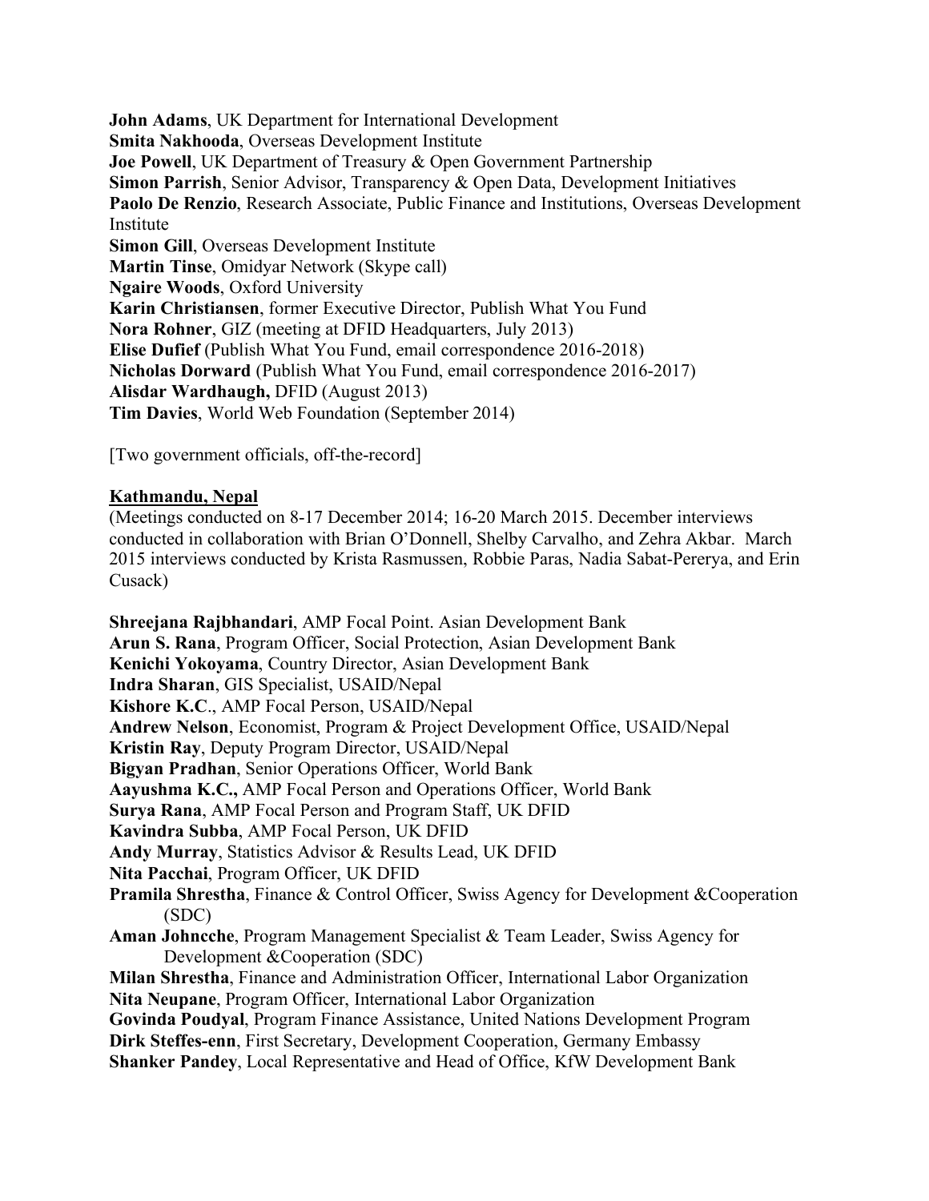**John Adams**, UK Department for International Development
**Smita Nakhooda**, Overseas Development Institute
**Joe Powell**, UK Department of Treasury & Open Government Partnership
**Simon Parrish**, Senior Advisor, Transparency & Open Data, Development Initiatives
**Paolo De Renzio**, Research Associate, Public Finance and Institutions, Overseas Development Institute
**Simon Gill**, Overseas Development Institute
**Martin Tinse**, Omidyar Network (Skype call)
**Ngaire Woods**, Oxford University
**Karin Christiansen**, former Executive Director, Publish What You Fund
**Nora Rohner**, GIZ (meeting at DFID Headquarters, July 2013)
**Elise Dufief** (Publish What You Fund, email correspondence 2016-2018)
**Nicholas Dorward** (Publish What You Fund, email correspondence 2016-2017)
**Alisdar Wardhaugh,** DFID (August 2013)
**Tim Davies**, World Web Foundation (September 2014)

[Two government officials, off-the-record]

**<u>Kathmandu, Nepal</u>**
(Meetings conducted on 8-17 December 2014; 16-20 March 2015. December interviews conducted in collaboration with Brian O'Donnell, Shelby Carvalho, and Zehra Akbar. March 2015 interviews conducted by Krista Rasmussen, Robbie Paras, Nadia Sabat-Pererya, and Erin Cusack)

**Shreejana Rajbhandari**, AMP Focal Point. Asian Development Bank
**Arun S. Rana**, Program Officer, Social Protection, Asian Development Bank
**Kenichi Yokoyama**, Country Director, Asian Development Bank
**Indra Sharan**, GIS Specialist, USAID/Nepal
**Kishore K.C**., AMP Focal Person, USAID/Nepal
**Andrew Nelson**, Economist, Program & Project Development Office, USAID/Nepal
**Kristin Ray**, Deputy Program Director, USAID/Nepal
**Bigyan Pradhan**, Senior Operations Officer, World Bank
**Aayushma K.C.,** AMP Focal Person and Operations Officer, World Bank
**Surya Rana**, AMP Focal Person and Program Staff, UK DFID
**Kavindra Subba**, AMP Focal Person, UK DFID
**Andy Murray**, Statistics Advisor & Results Lead, UK DFID
**Nita Pacchai**, Program Officer, UK DFID
**Pramila Shrestha**, Finance & Control Officer, Swiss Agency for Development &Cooperation (SDC)
**Aman Johncche**, Program Management Specialist & Team Leader, Swiss Agency for Development &Cooperation (SDC)
**Milan Shrestha**, Finance and Administration Officer, International Labor Organization
**Nita Neupane**, Program Officer, International Labor Organization
**Govinda Poudyal**, Program Finance Assistance, United Nations Development Program
**Dirk Steffes-enn**, First Secretary, Development Cooperation, Germany Embassy
**Shanker Pandey**, Local Representative and Head of Office, KfW Development Bank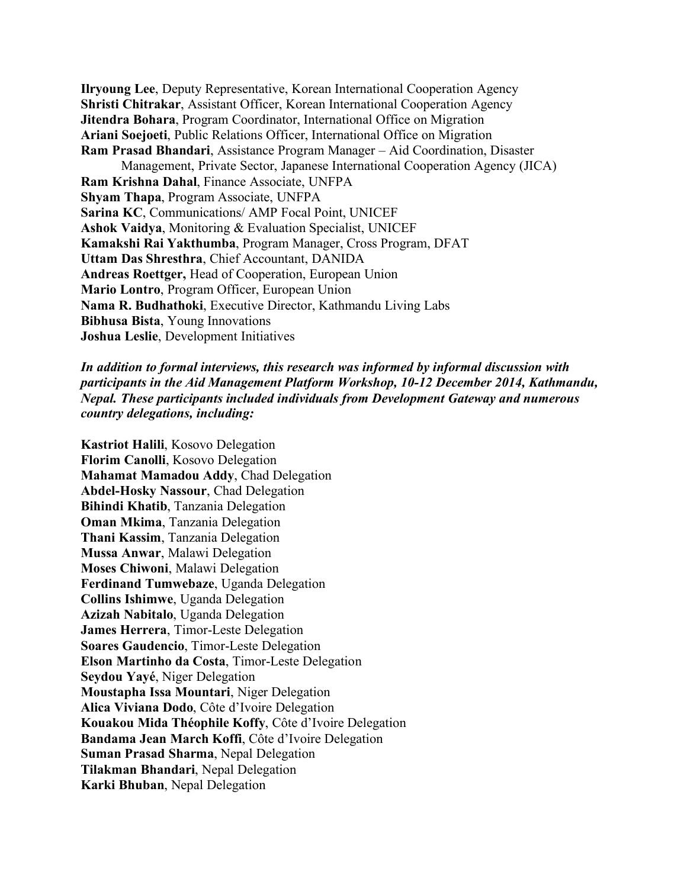**Ilryoung Lee**, Deputy Representative, Korean International Cooperation Agency
**Shristi Chitrakar**, Assistant Officer, Korean International Cooperation Agency
**Jitendra Bohara**, Program Coordinator, International Office on Migration
**Ariani Soejoeti**, Public Relations Officer, International Office on Migration
**Ram Prasad Bhandari**, Assistance Program Manager – Aid Coordination, Disaster Management, Private Sector, Japanese International Cooperation Agency (JICA)
**Ram Krishna Dahal**, Finance Associate, UNFPA
**Shyam Thapa**, Program Associate, UNFPA
**Sarina KC**, Communications/ AMP Focal Point, UNICEF
**Ashok Vaidya**, Monitoring & Evaluation Specialist, UNICEF
**Kamakshi Rai Yakthumba**, Program Manager, Cross Program, DFAT
**Uttam Das Shresthra**, Chief Accountant, DANIDA
**Andreas Roettger,** Head of Cooperation, European Union
**Mario Lontro**, Program Officer, European Union
**Nama R. Budhathoki**, Executive Director, Kathmandu Living Labs
**Bibhusa Bista**, Young Innovations
**Joshua Leslie**, Development Initiatives

***In addition to formal interviews, this research was informed by informal discussion with participants in the Aid Management Platform Workshop, 10-12 December 2014, Kathmandu, Nepal. These participants included individuals from Development Gateway and numerous country delegations, including:***

**Kastriot Halili**, Kosovo Delegation
**Florim Canolli**, Kosovo Delegation
**Mahamat Mamadou Addy**, Chad Delegation
**Abdel-Hosky Nassour**, Chad Delegation
**Bihindi Khatib**, Tanzania Delegation
**Oman Mkima**, Tanzania Delegation
**Thani Kassim**, Tanzania Delegation
**Mussa Anwar**, Malawi Delegation
**Moses Chiwoni**, Malawi Delegation
**Ferdinand Tumwebaze**, Uganda Delegation
**Collins Ishimwe**, Uganda Delegation
**Azizah Nabitalo**, Uganda Delegation
**James Herrera**, Timor-Leste Delegation
**Soares Gaudencio**, Timor-Leste Delegation
**Elson Martinho da Costa**, Timor-Leste Delegation
**Seydou Yayé**, Niger Delegation
**Moustapha Issa Mountari**, Niger Delegation
**Alica Viviana Dodo**, Côte d'Ivoire Delegation
**Kouakou Mida Théophile Koffy**, Côte d'Ivoire Delegation
**Bandama Jean March Koffi**, Côte d'Ivoire Delegation
**Suman Prasad Sharma**, Nepal Delegation
**Tilakman Bhandari**, Nepal Delegation
**Karki Bhuban**, Nepal Delegation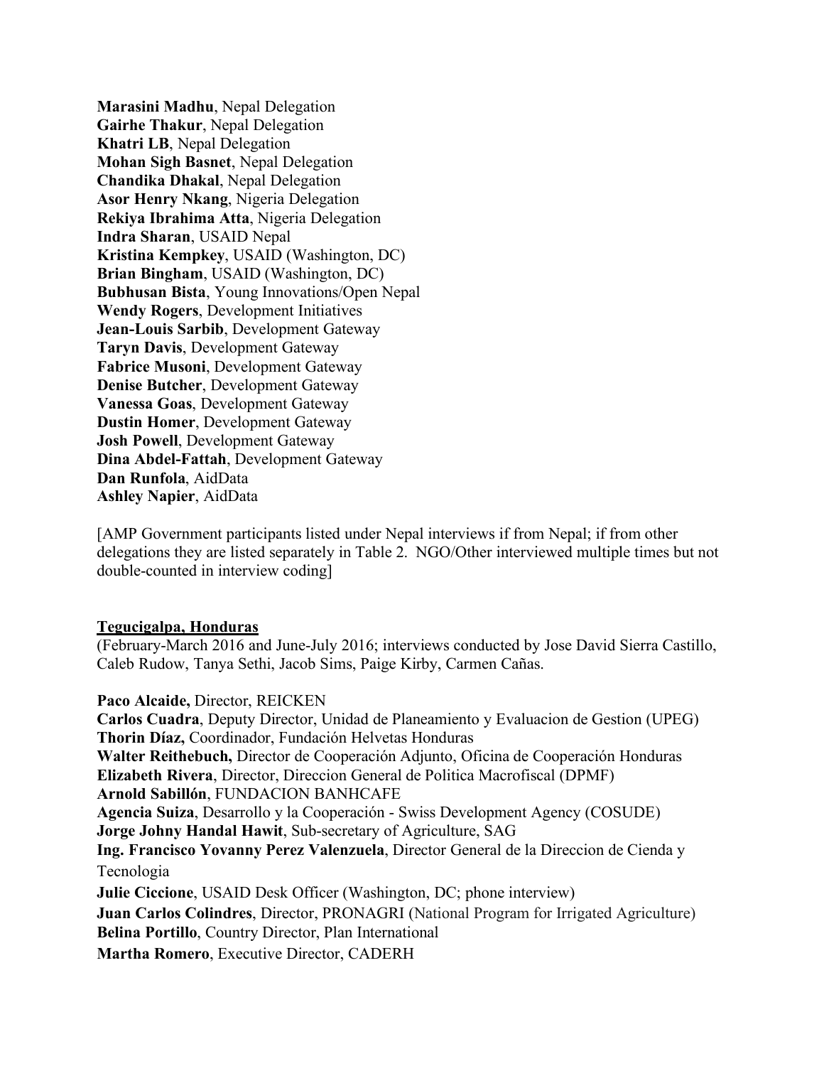**Marasini Madhu**, Nepal Delegation
**Gairhe Thakur**, Nepal Delegation
**Khatri LB**, Nepal Delegation
**Mohan Sigh Basnet**, Nepal Delegation
**Chandika Dhakal**, Nepal Delegation
**Asor Henry Nkang**, Nigeria Delegation
**Rekiya Ibrahima Atta**, Nigeria Delegation
**Indra Sharan**, USAID Nepal
**Kristina Kempkey**, USAID (Washington, DC)
**Brian Bingham**, USAID (Washington, DC)
**Bubhusan Bista**, Young Innovations/Open Nepal
**Wendy Rogers**, Development Initiatives
**Jean-Louis Sarbib**, Development Gateway
**Taryn Davis**, Development Gateway
**Fabrice Musoni**, Development Gateway
**Denise Butcher**, Development Gateway
**Vanessa Goas**, Development Gateway
**Dustin Homer**, Development Gateway
**Josh Powell**, Development Gateway
**Dina Abdel-Fattah**, Development Gateway
**Dan Runfola**, AidData
**Ashley Napier**, AidData

[AMP Government participants listed under Nepal interviews if from Nepal; if from other delegations they are listed separately in Table 2. NGO/Other interviewed multiple times but not double-counted in interview coding]

**Tegucigalpa, Honduras**

(February-March 2016 and June-July 2016; interviews conducted by Jose David Sierra Castillo, Caleb Rudow, Tanya Sethi, Jacob Sims, Paige Kirby, Carmen Cañas.

**Paco Alcaide,** Director, REICKEN
**Carlos Cuadra**, Deputy Director, Unidad de Planeamiento y Evaluacion de Gestion (UPEG)
**Thorin Díaz,** Coordinador, Fundación Helvetas Honduras
**Walter Reithebuch,** Director de Cooperación Adjunto, Oficina de Cooperación Honduras
**Elizabeth Rivera**, Director, Direccion General de Politica Macrofiscal (DPMF)
**Arnold Sabillón**, FUNDACION BANHCAFE
**Agencia Suiza**, Desarrollo y la Cooperación - Swiss Development Agency (COSUDE)
**Jorge Johny Handal Hawit**, Sub-secretary of Agriculture, SAG
**Ing. Francisco Yovanny Perez Valenzuela**, Director General de la Direccion de Cienda y Tecnologia
**Julie Ciccione**, USAID Desk Officer (Washington, DC; phone interview)
**Juan Carlos Colindres**, Director, PRONAGRI (National Program for Irrigated Agriculture)
**Belina Portillo**, Country Director, Plan International
**Martha Romero**, Executive Director, CADERH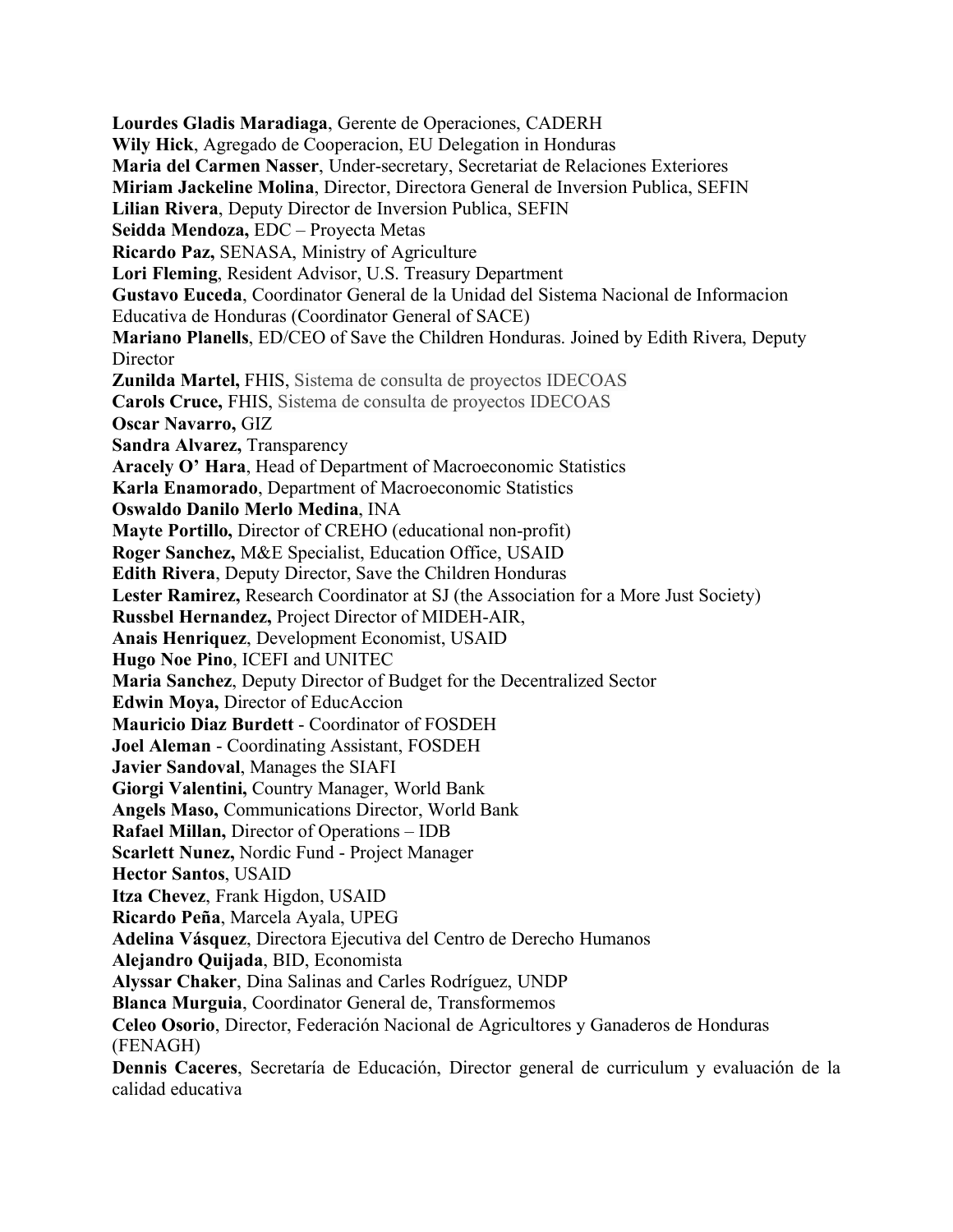**Lourdes Gladis Maradiaga**, Gerente de Operaciones, CADERH
**Wily Hick**, Agregado de Cooperacion, EU Delegation in Honduras
**Maria del Carmen Nasser**, Under-secretary, Secretariat de Relaciones Exteriores
**Miriam Jackeline Molina**, Director, Directora General de Inversion Publica, SEFIN
**Lilian Rivera**, Deputy Director de Inversion Publica, SEFIN
**Seidda Mendoza,** EDC – Proyecta Metas
**Ricardo Paz,** SENASA, Ministry of Agriculture
**Lori Fleming**, Resident Advisor, U.S. Treasury Department
**Gustavo Euceda**, Coordinator General de la Unidad del Sistema Nacional de Informacion Educativa de Honduras (Coordinator General of SACE)
**Mariano Planells**, ED/CEO of Save the Children Honduras. Joined by Edith Rivera, Deputy Director
**Zunilda Martel,** FHIS, Sistema de consulta de proyectos IDECOAS
**Carols Cruce,** FHIS, Sistema de consulta de proyectos IDECOAS
**Oscar Navarro,** GIZ
**Sandra Alvarez,** Transparency
**Aracely O' Hara**, Head of Department of Macroeconomic Statistics
**Karla Enamorado**, Department of Macroeconomic Statistics
**Oswaldo Danilo Merlo Medina**, INA
**Mayte Portillo,** Director of CREHO (educational non-profit)
**Roger Sanchez,** M&E Specialist, Education Office, USAID
**Edith Rivera**, Deputy Director, Save the Children Honduras
**Lester Ramirez,** Research Coordinator at SJ (the Association for a More Just Society)
**Russbel Hernandez,** Project Director of MIDEH-AIR,
**Anais Henriquez**, Development Economist, USAID
**Hugo Noe Pino**, ICEFI and UNITEC
**Maria Sanchez**, Deputy Director of Budget for the Decentralized Sector
**Edwin Moya,** Director of EducAccion
**Mauricio Diaz Burdett** - Coordinator of FOSDEH
**Joel Aleman** - Coordinating Assistant, FOSDEH
**Javier Sandoval**, Manages the SIAFI
**Giorgi Valentini,** Country Manager, World Bank
**Angels Maso,** Communications Director, World Bank
**Rafael Millan,** Director of Operations – IDB
**Scarlett Nunez,** Nordic Fund - Project Manager
**Hector Santos**, USAID
**Itza Chevez**, Frank Higdon, USAID
**Ricardo Peña**, Marcela Ayala, UPEG
**Adelina Vásquez**, Directora Ejecutiva del Centro de Derecho Humanos
**Alejandro Quijada**, BID, Economista
**Alyssar Chaker**, Dina Salinas and Carles Rodríguez, UNDP
**Blanca Murguia**, Coordinator General de, Transformemos
**Celeo Osorio**, Director, Federación Nacional de Agricultores y Ganaderos de Honduras (FENAGH)
**Dennis Caceres**, Secretaría de Educación, Director general de curriculum y evaluación de la calidad educativa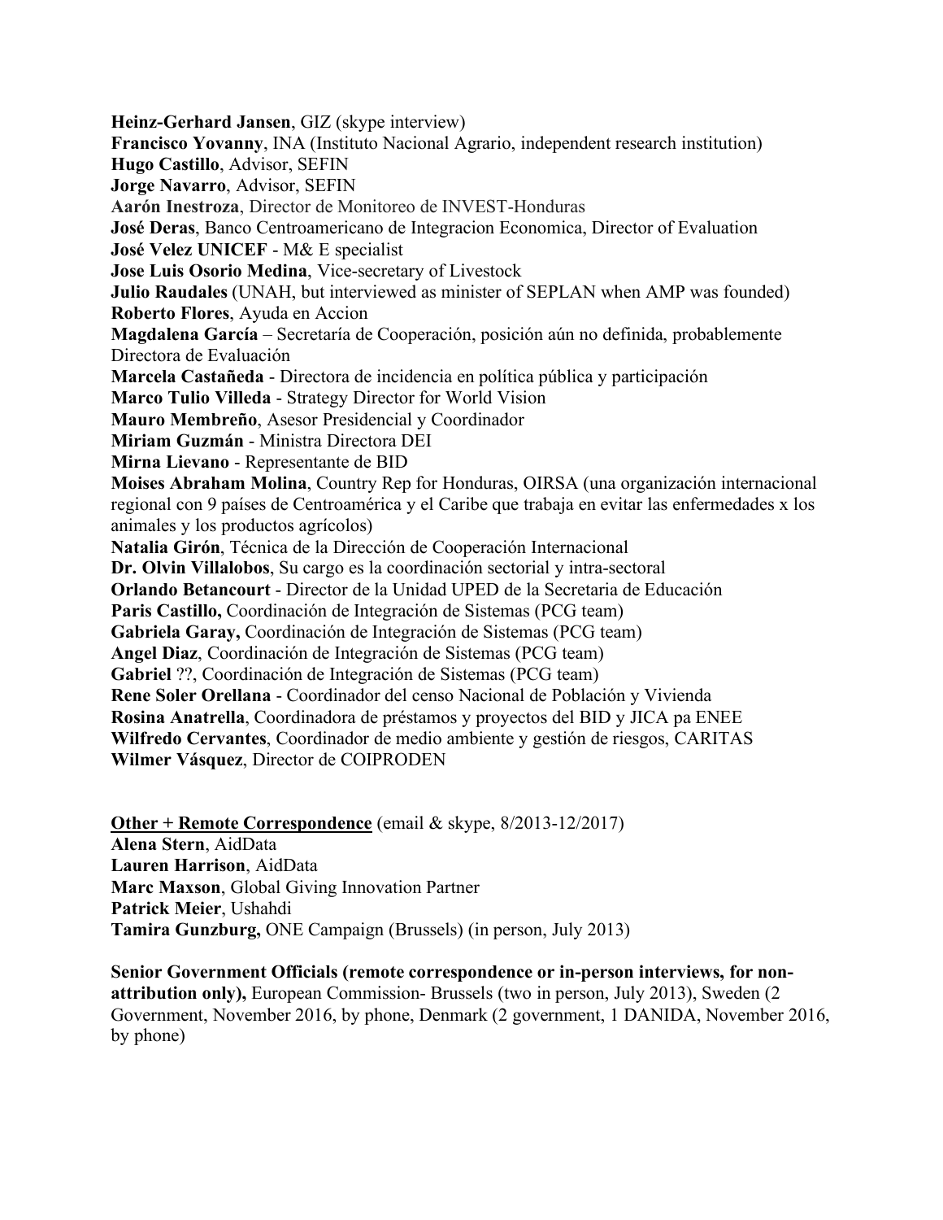**Heinz-Gerhard Jansen**, GIZ (skype interview)
**Francisco Yovanny**, INA (Instituto Nacional Agrario, independent research institution)
**Hugo Castillo**, Advisor, SEFIN
**Jorge Navarro**, Advisor, SEFIN
**Aarón Inestroza**, Director de Monitoreo de INVEST-Honduras
**José Deras**, Banco Centroamericano de Integracion Economica, Director of Evaluation
**José Velez UNICEF** - M& E specialist
**Jose Luis Osorio Medina**, Vice-secretary of Livestock
**Julio Raudales** (UNAH, but interviewed as minister of SEPLAN when AMP was founded)
**Roberto Flores**, Ayuda en Accion
**Magdalena García** – Secretaría de Cooperación, posición aún no definida, probablemente Directora de Evaluación
**Marcela Castañeda** - Directora de incidencia en política pública y participación
**Marco Tulio Villeda** - Strategy Director for World Vision
**Mauro Membreño**, Asesor Presidencial y Coordinador
**Miriam Guzmán** - Ministra Directora DEI
**Mirna Lievano** - Representante de BID
**Moises Abraham Molina**, Country Rep for Honduras, OIRSA (una organización internacional regional con 9 países de Centroamérica y el Caribe que trabaja en evitar las enfermedades x los animales y los productos agrícolos)
**Natalia Girón**, Técnica de la Dirección de Cooperación Internacional
**Dr. Olvin Villalobos**, Su cargo es la coordinación sectorial y intra-sectoral
**Orlando Betancourt** - Director de la Unidad UPED de la Secretaria de Educación
**Paris Castillo,** Coordinación de Integración de Sistemas (PCG team)
**Gabriela Garay,** Coordinación de Integración de Sistemas (PCG team)
**Angel Diaz**, Coordinación de Integración de Sistemas (PCG team)
**Gabriel** ??, Coordinación de Integración de Sistemas (PCG team)
**Rene Soler Orellana** - Coordinador del censo Nacional de Población y Vivienda
**Rosina Anatrella**, Coordinadora de préstamos y proyectos del BID y JICA pa ENEE
**Wilfredo Cervantes**, Coordinador de medio ambiente y gestión de riesgos, CARITAS
**Wilmer Vásquez**, Director de COIPRODEN

**Other + Remote Correspondence** (email & skype, 8/2013-12/2017)
**Alena Stern**, AidData
**Lauren Harrison**, AidData
**Marc Maxson**, Global Giving Innovation Partner
**Patrick Meier**, Ushahdi
**Tamira Gunzburg,** ONE Campaign (Brussels) (in person, July 2013)

**Senior Government Officials (remote correspondence or in-person interviews, for non-attribution only),** European Commission- Brussels (two in person, July 2013), Sweden (2 Government, November 2016, by phone, Denmark (2 government, 1 DANIDA, November 2016, by phone)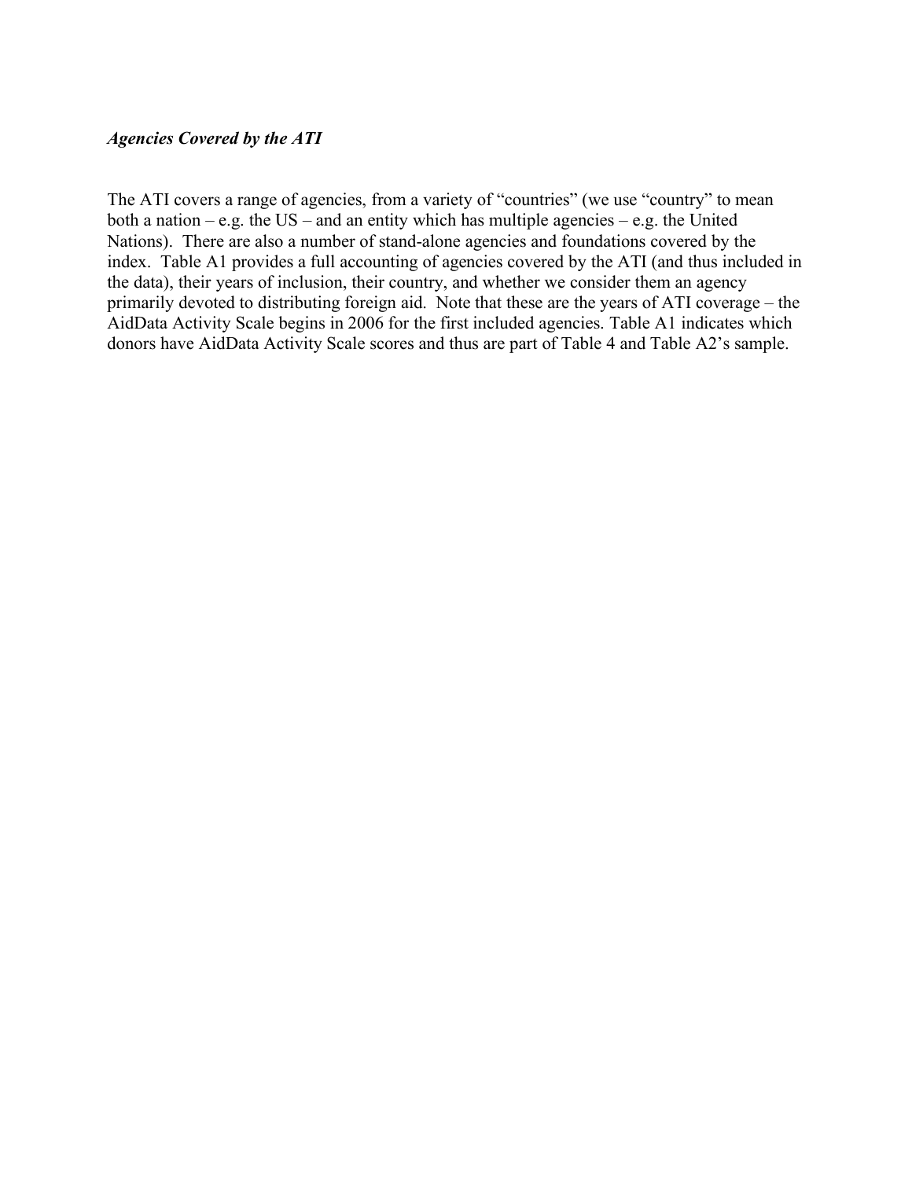***Agencies Covered by the ATI***

The ATI covers a range of agencies, from a variety of "countries" (we use "country" to mean both a nation – e.g. the US – and an entity which has multiple agencies – e.g. the United Nations). There are also a number of stand-alone agencies and foundations covered by the index. Table A1 provides a full accounting of agencies covered by the ATI (and thus included in the data), their years of inclusion, their country, and whether we consider them an agency primarily devoted to distributing foreign aid. Note that these are the years of ATI coverage – the AidData Activity Scale begins in 2006 for the first included agencies. Table A1 indicates which donors have AidData Activity Scale scores and thus are part of Table 4 and Table A2's sample.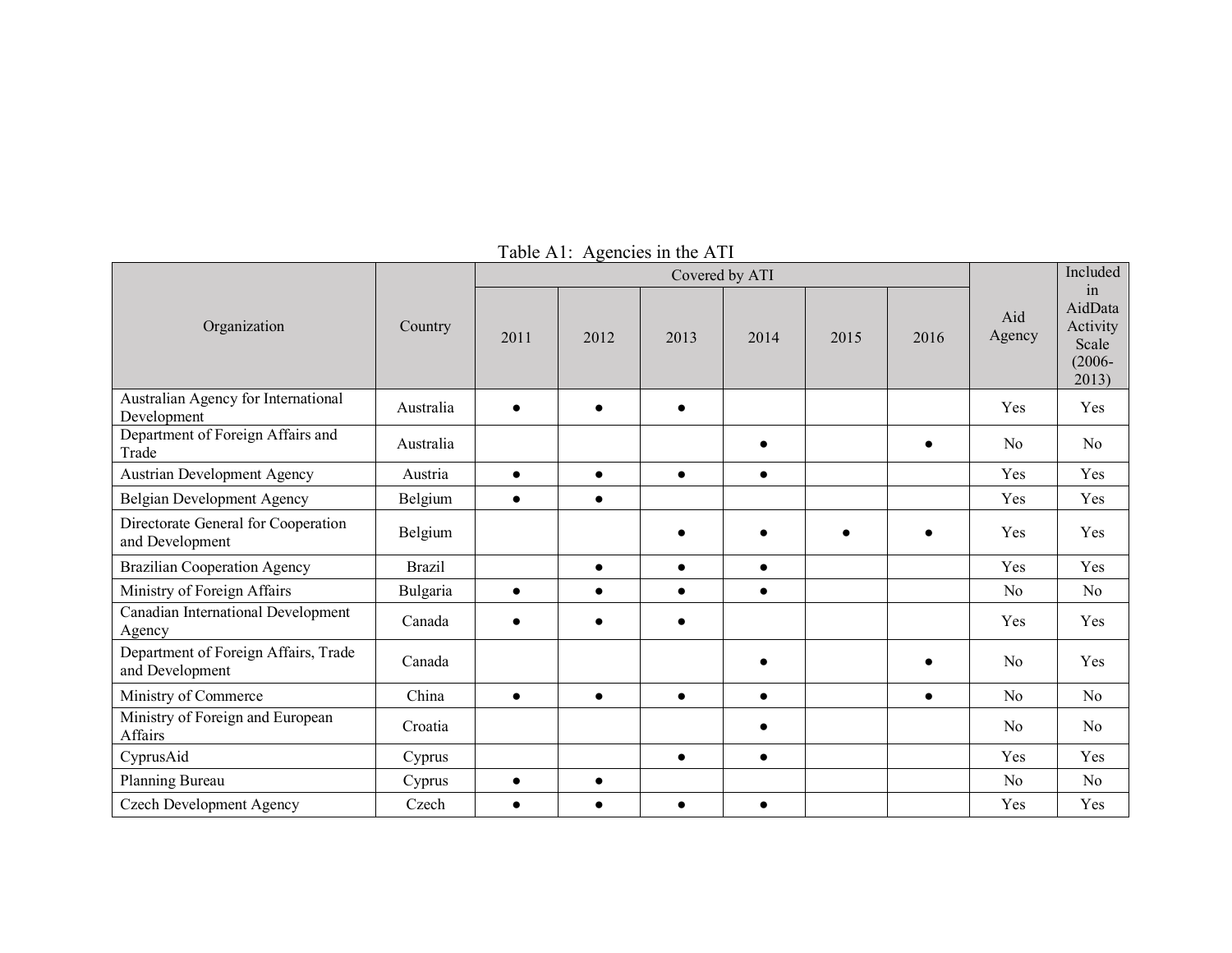Table A1: Agencies in the ATI

| Organization | Country | Covered by ATI | | | | | | Aid Agency | Included in AidData Activity Scale (2006-2013) |
|---|---|---|---|---|---|---|---|---|---|
| | | 2011 | 2012 | 2013 | 2014 | 2015 | 2016 | | |
| Australian Agency for International Development | Australia | ● | ● | ● | | | | Yes | Yes |
| Department of Foreign Affairs and Trade | Australia | | | | ● | | ● | No | No |
| Austrian Development Agency | Austria | ● | ● | ● | ● | | | Yes | Yes |
| Belgian Development Agency | Belgium | ● | ● | | | | | Yes | Yes |
| Directorate General for Cooperation and Development | Belgium | | | ● | ● | ● | ● | Yes | Yes |
| Brazilian Cooperation Agency | Brazil | | ● | ● | ● | | | Yes | Yes |
| Ministry of Foreign Affairs | Bulgaria | ● | ● | ● | ● | | | No | No |
| Canadian International Development Agency | Canada | ● | ● | ● | | | | Yes | Yes |
| Department of Foreign Affairs, Trade and Development | Canada | | | | ● | | ● | No | Yes |
| Ministry of Commerce | China | ● | ● | ● | ● | | ● | No | No |
| Ministry of Foreign and European Affairs | Croatia | | | | ● | | | No | No |
| CyprusAid | Cyprus | | | ● | ● | | | Yes | Yes |
| Planning Bureau | Cyprus | ● | ● | | | | | No | No |
| Czech Development Agency | Czech | ● | ● | ● | ● | | | Yes | Yes |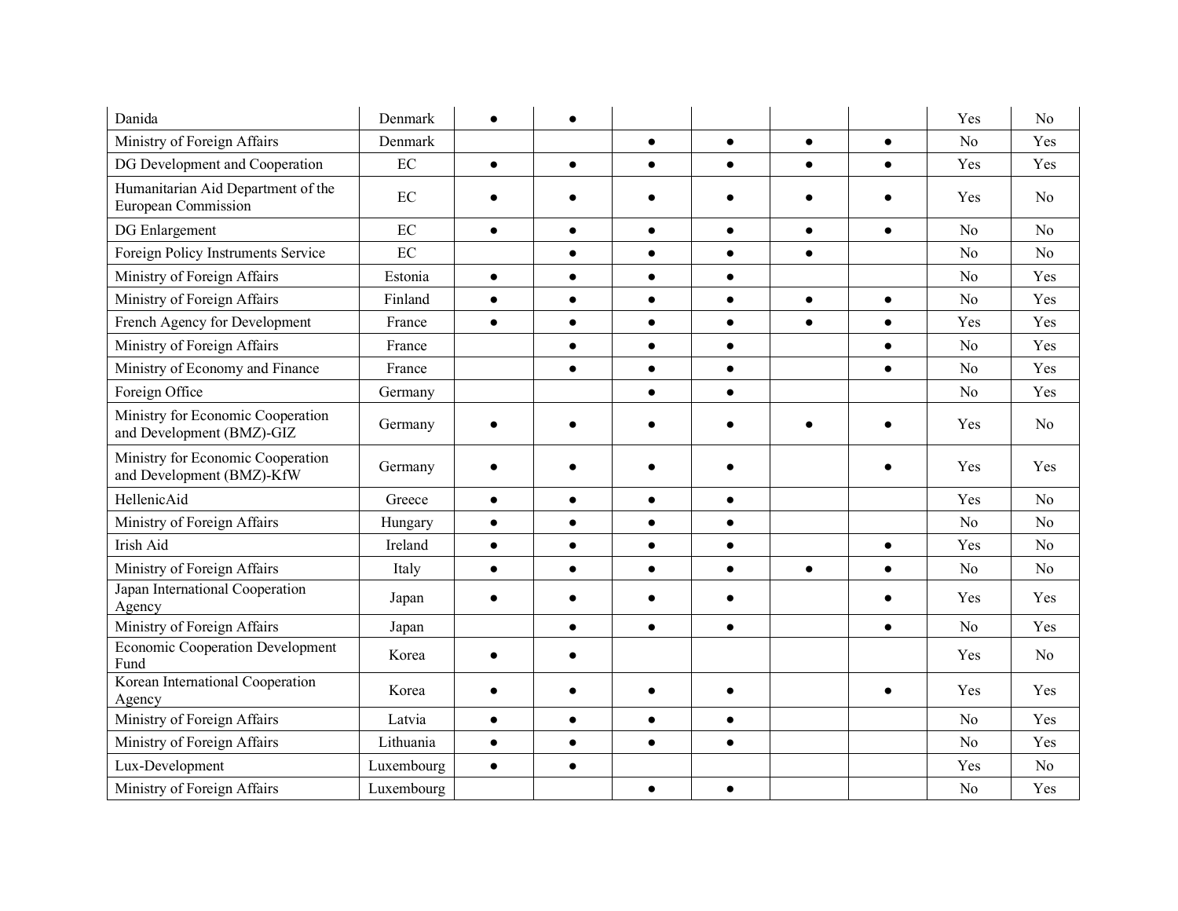| | | | | | | | | | |
|---|---|---|---|---|---|---|---|---|---|
| Danida | Denmark | ● | ● | | | | | Yes | No |
| Ministry of Foreign Affairs | Denmark | | | ● | ● | ● | ● | No | Yes |
| DG Development and Cooperation | EC | ● | ● | ● | ● | ● | ● | Yes | Yes |
| Humanitarian Aid Department of the European Commission | EC | ● | ● | ● | ● | ● | ● | Yes | No |
| DG Enlargement | EC | ● | ● | ● | ● | ● | ● | No | No |
| Foreign Policy Instruments Service | EC | | ● | ● | ● | ● | | No | No |
| Ministry of Foreign Affairs | Estonia | ● | ● | ● | ● | | | No | Yes |
| Ministry of Foreign Affairs | Finland | ● | ● | ● | ● | ● | ● | No | Yes |
| French Agency for Development | France | ● | ● | ● | ● | ● | ● | Yes | Yes |
| Ministry of Foreign Affairs | France | | ● | ● | ● | | ● | No | Yes |
| Ministry of Economy and Finance | France | | ● | ● | ● | | ● | No | Yes |
| Foreign Office | Germany | | | ● | ● | | | No | Yes |
| Ministry for Economic Cooperation and Development (BMZ)-GIZ | Germany | ● | ● | ● | ● | ● | ● | Yes | No |
| Ministry for Economic Cooperation and Development (BMZ)-KfW | Germany | ● | ● | ● | ● | | ● | Yes | Yes |
| HellenicAid | Greece | ● | ● | ● | ● | | | Yes | No |
| Ministry of Foreign Affairs | Hungary | ● | ● | ● | ● | | | No | No |
| Irish Aid | Ireland | ● | ● | ● | ● | | ● | Yes | No |
| Ministry of Foreign Affairs | Italy | ● | ● | ● | ● | ● | ● | No | No |
| Japan International Cooperation Agency | Japan | ● | ● | ● | ● | | ● | Yes | Yes |
| Ministry of Foreign Affairs | Japan | | ● | ● | ● | | ● | No | Yes |
| Economic Cooperation Development Fund | Korea | ● | ● | | | | | Yes | No |
| Korean International Cooperation Agency | Korea | ● | ● | ● | ● | | ● | Yes | Yes |
| Ministry of Foreign Affairs | Latvia | ● | ● | ● | ● | | | No | Yes |
| Ministry of Foreign Affairs | Lithuania | ● | ● | ● | ● | | | No | Yes |
| Lux-Development | Luxembourg | ● | ● | | | | | Yes | No |
| Ministry of Foreign Affairs | Luxembourg | | | ● | ● | | | No | Yes |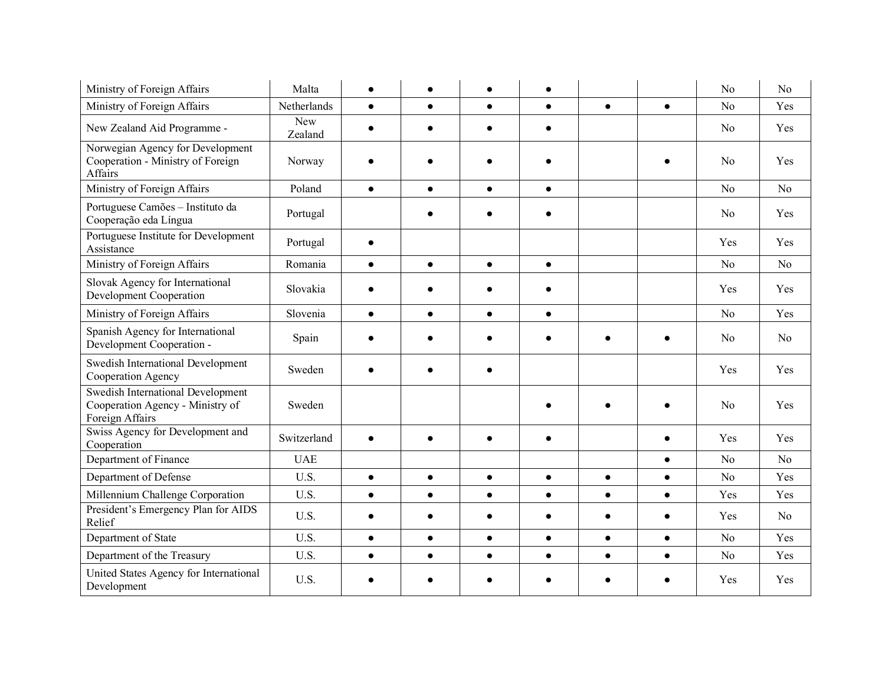| | | | | | | | | | |
|---|---|---|---|---|---|---|---|---|---|
| Ministry of Foreign Affairs | Malta | ● | ● | ● | ● | | | No | No |
| Ministry of Foreign Affairs | Netherlands | ● | ● | ● | ● | ● | ● | No | Yes |
| New Zealand Aid Programme - | New Zealand | ● | ● | ● | ● | | | No | Yes |
| Norwegian Agency for Development Cooperation - Ministry of Foreign Affairs | Norway | ● | ● | ● | ● | | ● | No | Yes |
| Ministry of Foreign Affairs | Poland | ● | ● | ● | ● | | | No | No |
| Portuguese Camões – Instituto da Cooperação eda Língua | Portugal | | ● | ● | ● | | | No | Yes |
| Portuguese Institute for Development Assistance | Portugal | ● | | | | | | Yes | Yes |
| Ministry of Foreign Affairs | Romania | ● | ● | ● | ● | | | No | No |
| Slovak Agency for International Development Cooperation | Slovakia | ● | ● | ● | ● | | | Yes | Yes |
| Ministry of Foreign Affairs | Slovenia | ● | ● | ● | ● | | | No | Yes |
| Spanish Agency for International Development Cooperation - | Spain | ● | ● | ● | ● | ● | ● | No | No |
| Swedish International Development Cooperation Agency | Sweden | ● | ● | ● | | | | Yes | Yes |
| Swedish International Development Cooperation Agency - Ministry of Foreign Affairs | Sweden | | | | ● | ● | ● | No | Yes |
| Swiss Agency for Development and Cooperation | Switzerland | ● | ● | ● | ● | | ● | Yes | Yes |
| Department of Finance | UAE | | | | | | ● | No | No |
| Department of Defense | U.S. | ● | ● | ● | ● | ● | ● | No | Yes |
| Millennium Challenge Corporation | U.S. | ● | ● | ● | ● | ● | ● | Yes | Yes |
| President's Emergency Plan for AIDS Relief | U.S. | ● | ● | ● | ● | ● | ● | Yes | No |
| Department of State | U.S. | ● | ● | ● | ● | ● | ● | No | Yes |
| Department of the Treasury | U.S. | ● | ● | ● | ● | ● | ● | No | Yes |
| United States Agency for International Development | U.S. | ● | ● | ● | ● | ● | ● | Yes | Yes |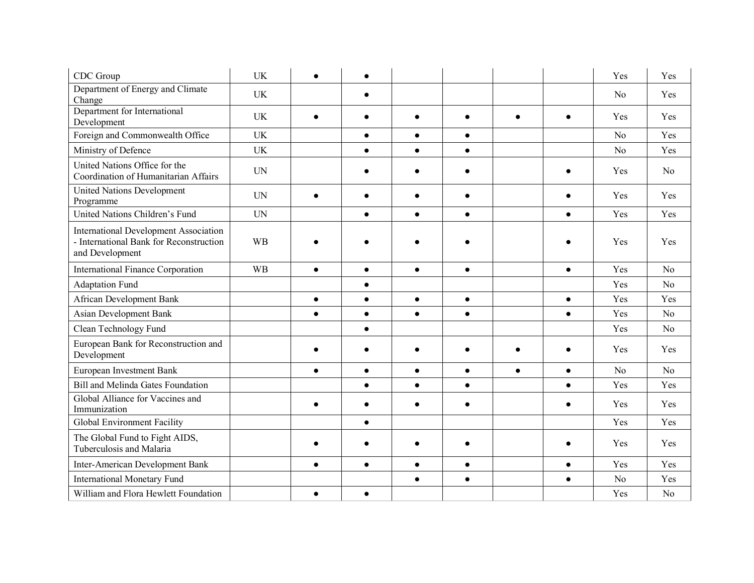| | | | | | | | | | |
|---|---|---|---|---|---|---|---|---|---|
| CDC Group | UK | ● | ● | | | | | Yes | Yes |
| Department of Energy and Climate Change | UK | | ● | | | | | No | Yes |
| Department for International Development | UK | ● | ● | ● | ● | ● | ● | Yes | Yes |
| Foreign and Commonwealth Office | UK | | ● | ● | ● | | | No | Yes |
| Ministry of Defence | UK | | ● | ● | ● | | | No | Yes |
| United Nations Office for the Coordination of Humanitarian Affairs | UN | | ● | ● | ● | | ● | Yes | No |
| United Nations Development Programme | UN | ● | ● | ● | ● | | ● | Yes | Yes |
| United Nations Children's Fund | UN | | ● | ● | ● | | ● | Yes | Yes |
| International Development Association - International Bank for Reconstruction and Development | WB | ● | ● | ● | ● | | ● | Yes | Yes |
| International Finance Corporation | WB | ● | ● | ● | ● | | ● | Yes | No |
| Adaptation Fund | | | ● | | | | | Yes | No |
| African Development Bank | | ● | ● | ● | ● | | ● | Yes | Yes |
| Asian Development Bank | | ● | ● | ● | ● | | ● | Yes | No |
| Clean Technology Fund | | | ● | | | | | Yes | No |
| European Bank for Reconstruction and Development | | ● | ● | ● | ● | ● | ● | Yes | Yes |
| European Investment Bank | | ● | ● | ● | ● | ● | ● | No | No |
| Bill and Melinda Gates Foundation | | | ● | ● | ● | | ● | Yes | Yes |
| Global Alliance for Vaccines and Immunization | | ● | ● | ● | ● | | ● | Yes | Yes |
| Global Environment Facility | | | ● | | | | | Yes | Yes |
| The Global Fund to Fight AIDS, Tuberculosis and Malaria | | ● | ● | ● | ● | | ● | Yes | Yes |
| Inter-American Development Bank | | ● | ● | ● | ● | | ● | Yes | Yes |
| International Monetary Fund | | | | ● | ● | | ● | No | Yes |
| William and Flora Hewlett Foundation | | ● | ● | | | | | Yes | No |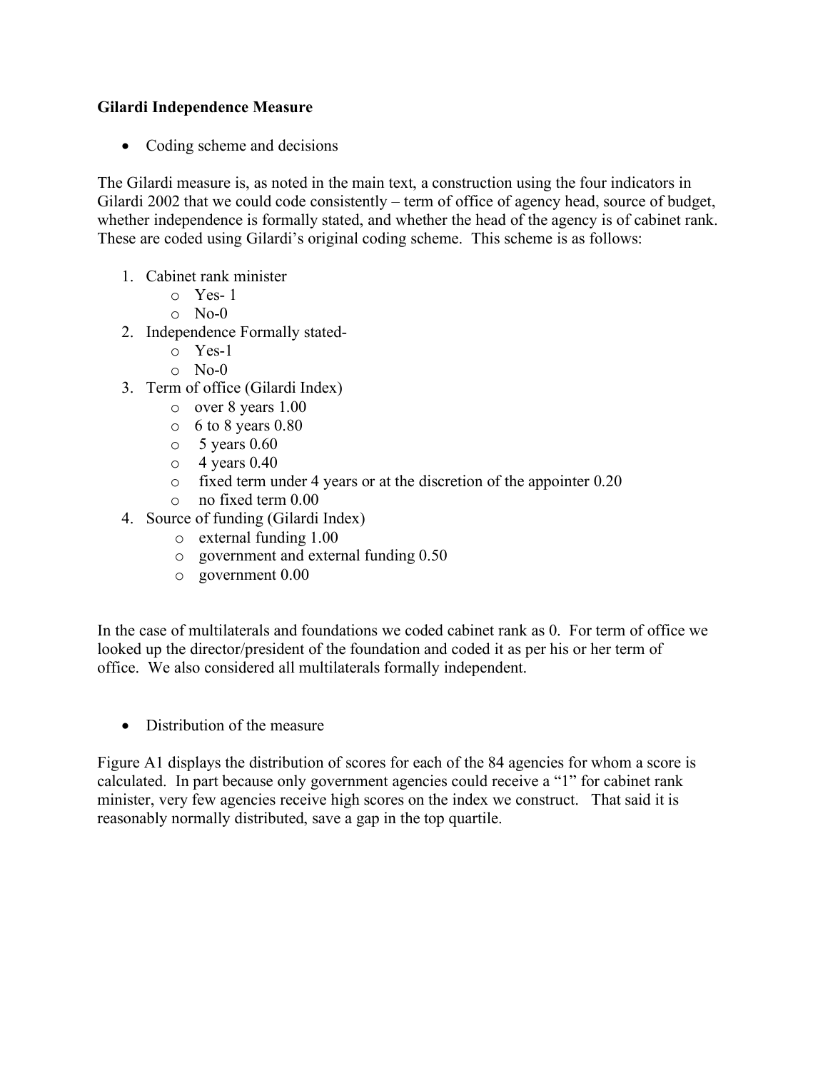**Gilardi Independence Measure**

- Coding scheme and decisions

The Gilardi measure is, as noted in the main text, a construction using the four indicators in Gilardi 2002 that we could code consistently – term of office of agency head, source of budget, whether independence is formally stated, and whether the head of the agency is of cabinet rank. These are coded using Gilardi's original coding scheme. This scheme is as follows:

1. Cabinet rank minister
   - Yes- 1
   - No-0
2. Independence Formally stated-
   - Yes-1
   - No-0
3. Term of office (Gilardi Index)
   - over 8 years 1.00
   - 6 to 8 years 0.80
   - 5 years 0.60
   - 4 years 0.40
   - fixed term under 4 years or at the discretion of the appointer 0.20
   - no fixed term 0.00
4. Source of funding (Gilardi Index)
   - external funding 1.00
   - government and external funding 0.50
   - government 0.00

In the case of multilaterals and foundations we coded cabinet rank as 0. For term of office we looked up the director/president of the foundation and coded it as per his or her term of office. We also considered all multilaterals formally independent.

- Distribution of the measure

Figure A1 displays the distribution of scores for each of the 84 agencies for whom a score is calculated. In part because only government agencies could receive a "1" for cabinet rank minister, very few agencies receive high scores on the index we construct. That said it is reasonably normally distributed, save a gap in the top quartile.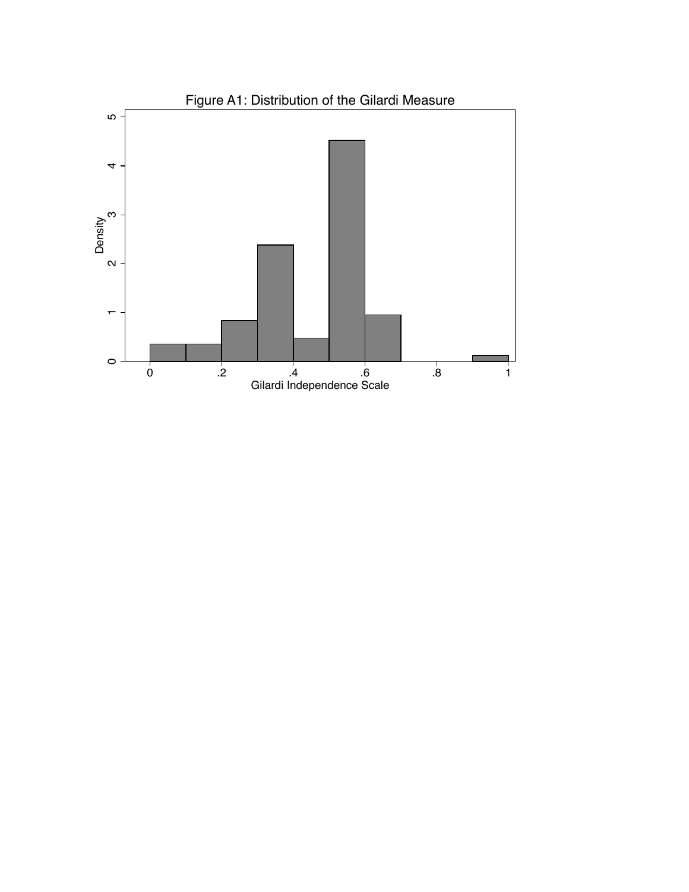Figure A1: Distribution of the Gilardi Measure

Density

0
1
2
3
4
5

0
.2
.4
.6
.8
1

Gilardi Independence Scale